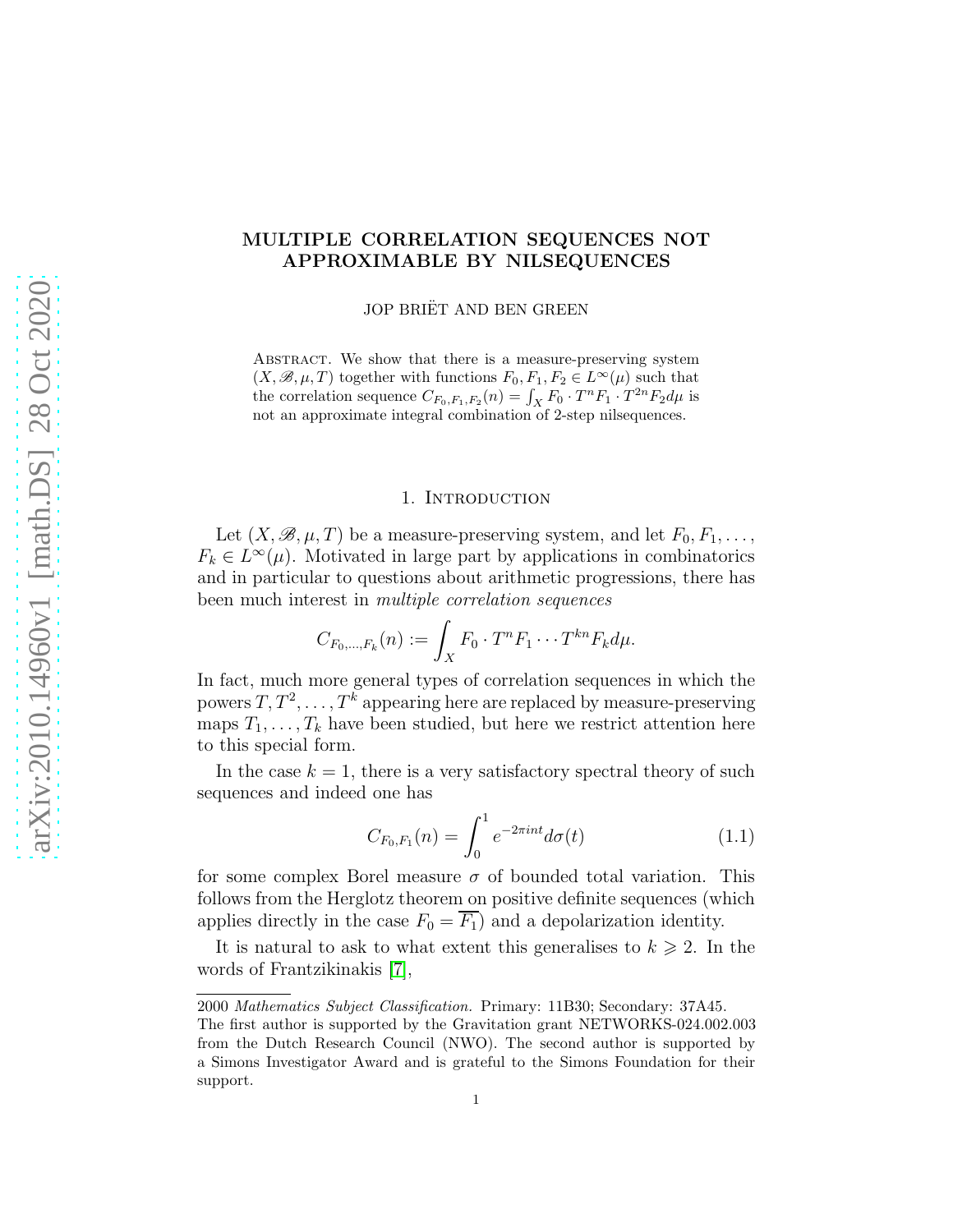# MULTIPLE CORRELATION SEQUENCES NOT APPROXIMABLE BY NILSEQUENCES

JOP BRIËT AND BEN GREEN

Abstract. We show that there is a measure-preserving system $(X, \mathscr{B}, \mu, T)$ together with functions $F_0, F_1, F_2 \in L^\infty(\mu)$ such that the correlation sequence $C_{F_0,F_1,F_2}(n) = \int_X F_0 \cdot T^n F_1 \cdot T^{2n} F_2 d\mu$ is not an approximate integral combination of 2-step nilsequences.

## 1. Introduction

Let $(X, \mathscr{B}, \mu, T)$ be a measure-preserving system, and let $F_0, F_1, \dots, F_k \in L^\infty(\mu)$. Motivated in large part by applications in combinatorics and in particular to questions about arithmetic progressions, there has been much interest in *multiple correlation sequences*

$$C_{F_0,\dots,F_k}(n) := \int_X F_0 \cdot T^n F_1 \cdots T^{kn} F_k d\mu.$$

In fact, much more general types of correlation sequences in which the powers $T, T^2, \dots, T^k$ appearing here are replaced by measure-preserving maps $T_1, \dots, T_k$ have been studied, but here we restrict attention here to this special form.

In the case $k = 1$, there is a very satisfactory spectral theory of such sequences and indeed one has

$$C_{F_0,F_1}(n) = \int_0^1 e^{-2\pi i n t} d\sigma(t) \tag{1.1}$$

for some complex Borel measure $\sigma$ of bounded total variation. This follows from the Herglotz theorem on positive definite sequences (which applies directly in the case $F_0 = \overline{F_1}$) and a depolarization identity.

It is natural to ask to what extent this generalises to $k \geqslant 2$. In the words of Frantzikinakis [7],

---

2000 *Mathematics Subject Classification.* Primary: 11B30; Secondary: 37A45.

The first author is supported by the Gravitation grant NETWORKS-024.002.003 from the Dutch Research Council (NWO). The second author is supported by a Simons Investigator Award and is grateful to the Simons Foundation for their support.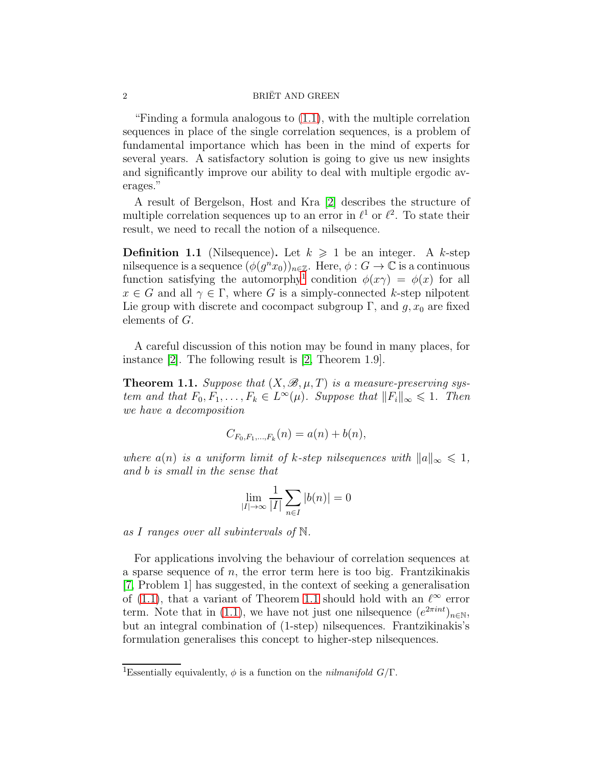"Finding a formula analogous to (1.1), with the multiple correlation sequences in place of the single correlation sequences, is a problem of fundamental importance which has been in the mind of experts for several years. A satisfactory solution is going to give us new insights and significantly improve our ability to deal with multiple ergodic averages."

A result of Bergelson, Host and Kra [2] describes the structure of multiple correlation sequences up to an error in $\ell^1$ or $\ell^2$. To state their result, we need to recall the notion of a nilsequence.

**Definition 1.1** (Nilsequence)**.** Let $k \geqslant 1$ be an integer. A $k$-step nilsequence is a sequence $(\phi(g^n x_0))_{n \in \mathbb{Z}}$. Here, $\phi : G \to \mathbb{C}$ is a continuous function satisfying the automorphy[1] condition $\phi(x\gamma) = \phi(x)$ for all $x \in G$ and all $\gamma \in \Gamma$, where $G$ is a simply-connected $k$-step nilpotent Lie group with discrete and cocompact subgroup $\Gamma$, and $g, x_0$ are fixed elements of $G$.

A careful discussion of this notion may be found in many places, for instance [2]. The following result is [2, Theorem 1.9].

**Theorem 1.1.** *Suppose that $(X, \mathscr{B}, \mu, T)$ is a measure-preserving system and that $F_0, F_1, \dots, F_k \in L^\infty(\mu)$. Suppose that $\|F_i\|_\infty \leqslant 1$. Then we have a decomposition*

$$C_{F_0,F_1,\dots,F_k}(n) = a(n) + b(n),$$

*where $a(n)$ is a uniform limit of $k$-step nilsequences with $\|a\|_\infty \leqslant 1$, and $b$ is small in the sense that*

$$\lim_{|I| \to \infty} \frac{1}{|I|} \sum_{n \in I} |b(n)| = 0$$

*as $I$ ranges over all subintervals of $\mathbb{N}$.*

For applications involving the behaviour of correlation sequences at a sparse sequence of $n$, the error term here is too big. Frantzikinakis [7, Problem 1] has suggested, in the context of seeking a generalisation of (1.1), that a variant of Theorem 1.1 should hold with an $\ell^\infty$ error term. Note that in (1.1), we have not just one nilsequence $(e^{2\pi i n t})_{n \in \mathbb{N}}$, but an integral combination of (1-step) nilsequences. Frantzikinakis's formulation generalises this concept to higher-step nilsequences.

[1] Essentially equivalently, $\phi$ is a function on the *nilmanifold* $G/\Gamma$.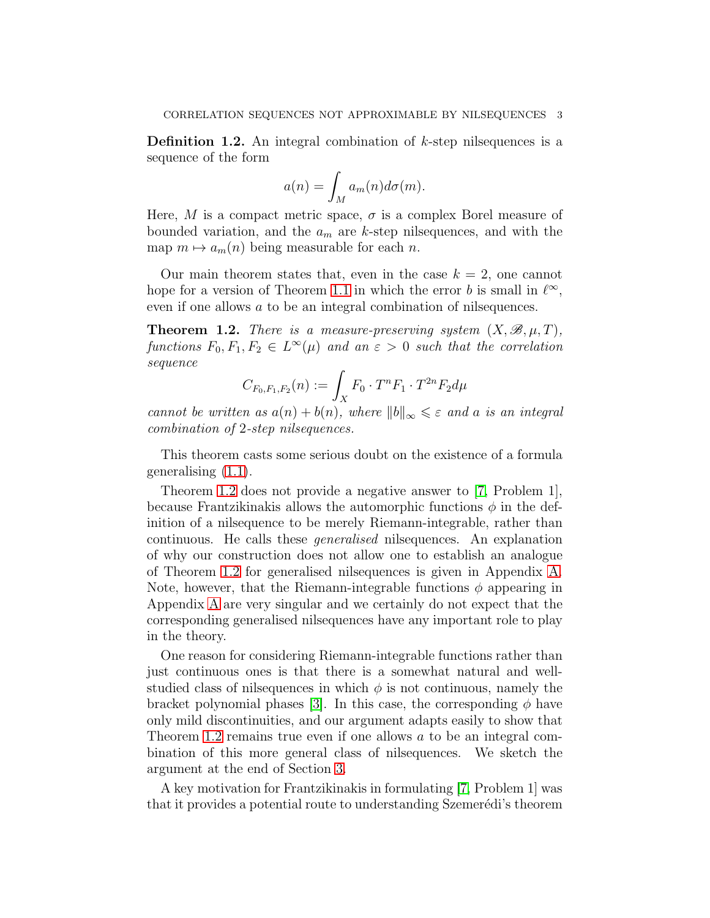**Definition 1.2.** An integral combination of $k$-step nilsequences is a sequence of the form

$$a(n) = \int_M a_m(n) d\sigma(m).$$

Here, $M$ is a compact metric space, $\sigma$ is a complex Borel measure of bounded variation, and the $a_m$ are $k$-step nilsequences, and with the map $m \mapsto a_m(n)$ being measurable for each $n$.

Our main theorem states that, even in the case $k = 2$, one cannot hope for a version of Theorem 1.1 in which the error $b$ is small in $\ell^\infty$, even if one allows $a$ to be an integral combination of nilsequences.

**Theorem 1.2.** *There is a measure-preserving system $(X, \mathscr{B}, \mu, T)$, functions $F_0, F_1, F_2 \in L^\infty(\mu)$ and an $\varepsilon > 0$ such that the correlation sequence*

$$C_{F_0,F_1,F_2}(n) := \int_X F_0 \cdot T^n F_1 \cdot T^{2n} F_2 d\mu$$

*cannot be written as $a(n) + b(n)$, where $\|b\|_\infty \leqslant \varepsilon$ and $a$ is an integral combination of 2-step nilsequences.*

This theorem casts some serious doubt on the existence of a formula generalising (1.1).

Theorem 1.2 does not provide a negative answer to [7, Problem 1], because Frantzikinakis allows the automorphic functions $\phi$ in the definition of a nilsequence to be merely Riemann-integrable, rather than continuous. He calls these *generalised* nilsequences. An explanation of why our construction does not allow one to establish an analogue of Theorem 1.2 for generalised nilsequences is given in Appendix A. Note, however, that the Riemann-integrable functions $\phi$ appearing in Appendix A are very singular and we certainly do not expect that the corresponding generalised nilsequences have any important role to play in the theory.

One reason for considering Riemann-integrable functions rather than just continuous ones is that there is a somewhat natural and well-studied class of nilsequences in which $\phi$ is not continuous, namely the bracket polynomial phases [3]. In this case, the corresponding $\phi$ have only mild discontinuities, and our argument adapts easily to show that Theorem 1.2 remains true even if one allows $a$ to be an integral combination of this more general class of nilsequences. We sketch the argument at the end of Section 3.

A key motivation for Frantzikinakis in formulating [7, Problem 1] was that it provides a potential route to understanding Szemerédi's theorem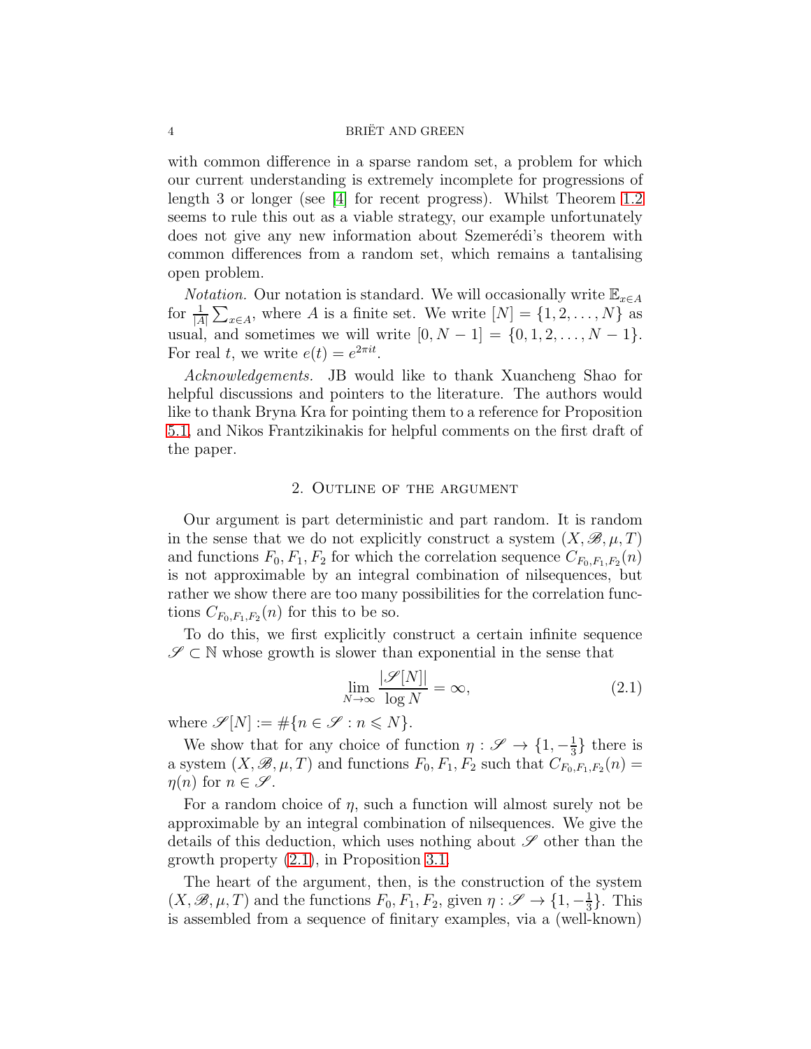with common difference in a sparse random set, a problem for which our current understanding is extremely incomplete for progressions of length 3 or longer (see [4] for recent progress). Whilst Theorem 1.2 seems to rule this out as a viable strategy, our example unfortunately does not give any new information about Szemerédi's theorem with common differences from a random set, which remains a tantalising open problem.

*Notation.* Our notation is standard. We will occasionally write $\mathbb{E}_{x\in A}$ for $\frac{1}{|A|}\sum_{x\in A}$, where $A$ is a finite set. We write $[N] = \{1, 2, \dots, N\}$ as usual, and sometimes we will write $[0, N-1] = \{0, 1, 2, \dots, N-1\}$. For real $t$, we write $e(t) = e^{2\pi i t}$.

*Acknowledgements.* JB would like to thank Xuancheng Shao for helpful discussions and pointers to the literature. The authors would like to thank Bryna Kra for pointing them to a reference for Proposition 5.1, and Nikos Frantzikinakis for helpful comments on the first draft of the paper.

## 2. Outline of the argument

Our argument is part deterministic and part random. It is random in the sense that we do not explicitly construct a system $(X, \mathscr{B}, \mu, T)$ and functions $F_0, F_1, F_2$ for which the correlation sequence $C_{F_0,F_1,F_2}(n)$ is not approximable by an integral combination of nilsequences, but rather we show there are too many possibilities for the correlation functions $C_{F_0,F_1,F_2}(n)$ for this to be so.

To do this, we first explicitly construct a certain infinite sequence $\mathscr{S} \subset \mathbb{N}$ whose growth is slower than exponential in the sense that

$$\lim_{N\to\infty} \frac{|\mathscr{S}[N]|}{\log N} = \infty, \tag{2.1}$$

where $\mathscr{S}[N] := \#\{n \in \mathscr{S} : n \leqslant N\}$.

We show that for any choice of function $\eta : \mathscr{S} \to \{1, -\frac{1}{3}\}$ there is a system $(X, \mathscr{B}, \mu, T)$ and functions $F_0, F_1, F_2$ such that $C_{F_0,F_1,F_2}(n) = \eta(n)$ for $n \in \mathscr{S}$.

For a random choice of $\eta$, such a function will almost surely not be approximable by an integral combination of nilsequences. We give the details of this deduction, which uses nothing about $\mathscr{S}$ other than the growth property (2.1), in Proposition 3.1.

The heart of the argument, then, is the construction of the system $(X, \mathscr{B}, \mu, T)$ and the functions $F_0, F_1, F_2$, given $\eta : \mathscr{S} \to \{1, -\frac{1}{3}\}$. This is assembled from a sequence of finitary examples, via a (well-known)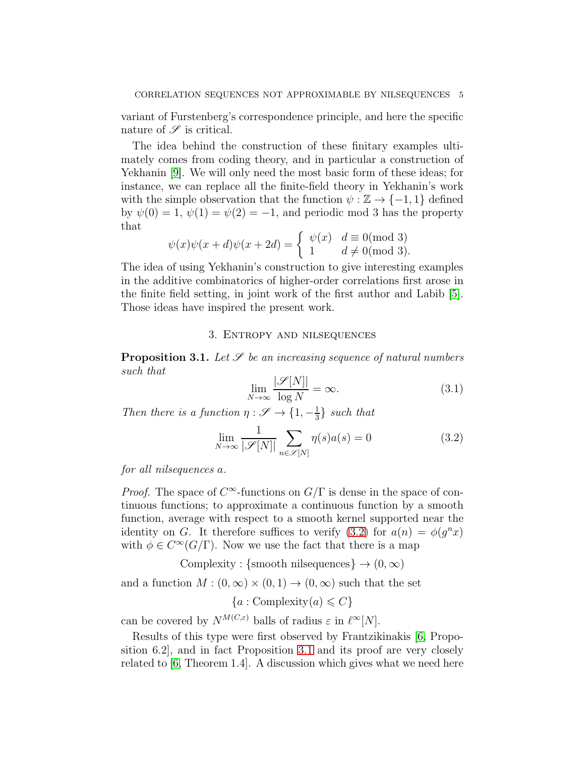variant of Furstenberg's correspondence principle, and here the specific nature of $\mathscr{S}$ is critical.

The idea behind the construction of these finitary examples ultimately comes from coding theory, and in particular a construction of Yekhanin [9]. We will only need the most basic form of these ideas; for instance, we can replace all the finite-field theory in Yekhanin's work with the simple observation that the function $\psi : \mathbb{Z} \to \{-1, 1\}$ defined by $\psi(0) = 1$, $\psi(1) = \psi(2) = -1$, and periodic mod 3 has the property that

$$\psi(x)\psi(x+d)\psi(x+2d) = \begin{cases} \psi(x) & d \equiv 0 (\text{mod } 3) \\ 1 & d \not\equiv 0 (\text{mod } 3). \end{cases}$$

The idea of using Yekhanin's construction to give interesting examples in the additive combinatorics of higher-order correlations first arose in the finite field setting, in joint work of the first author and Labib [5]. Those ideas have inspired the present work.

## 3. Entropy and nilsequences

**Proposition 3.1.** *Let $\mathscr{S}$ be an increasing sequence of natural numbers such that*

$$\lim_{N \to \infty} \frac{|\mathscr{S}[N]|}{\log N} = \infty. \tag{3.1}$$

*Then there is a function $\eta : \mathscr{S} \to \{1, -\frac{1}{3}\}$ such that*

$$\lim_{N \to \infty} \frac{1}{|\mathscr{S}[N]|} \sum_{n \in \mathscr{S}[N]} \eta(s) a(s) = 0 \tag{3.2}$$

*for all nilsequences $a$.*

*Proof.* The space of $C^\infty$-functions on $G/\Gamma$ is dense in the space of continuous functions; to approximate a continuous function by a smooth function, average with respect to a smooth kernel supported near the identity on $G$. It therefore suffices to verify (3.2) for $a(n) = \phi(g^n x)$ with $\phi \in C^\infty(G/\Gamma)$. Now we use the fact that there is a map

$$\text{Complexity} : \{\text{smooth nilsequences}\} \to (0, \infty)$$

and a function $M : (0, \infty) \times (0, 1) \to (0, \infty)$ such that the set

$$\{a : \text{Complexity}(a) \leqslant C\}$$

can be covered by $N^{M(C,\varepsilon)}$ balls of radius $\varepsilon$ in $\ell^\infty[N]$.

Results of this type were first observed by Frantzikinakis [6, Proposition 6.2], and in fact Proposition 3.1 and its proof are very closely related to [6, Theorem 1.4]. A discussion which gives what we need here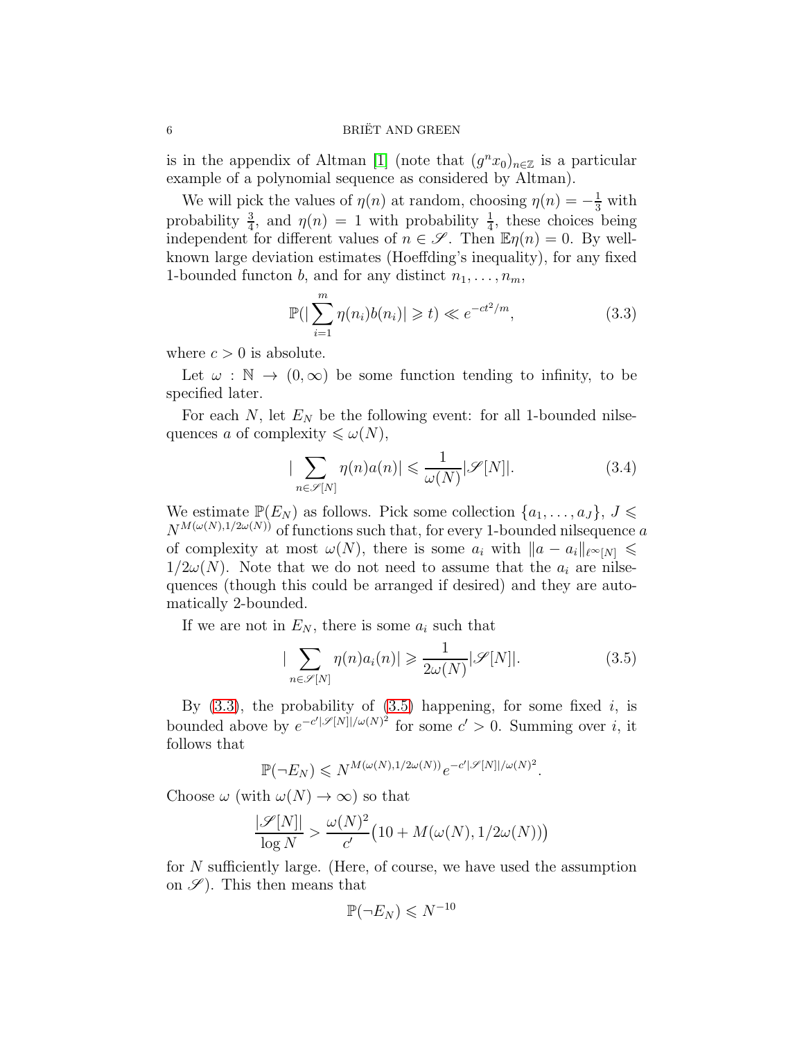is in the appendix of Altman [1] (note that $(g^n x_0)_{n\in\mathbb{Z}}$ is a particular example of a polynomial sequence as considered by Altman).

We will pick the values of $\eta(n)$ at random, choosing $\eta(n) = -\frac{1}{3}$ with probability $\frac{3}{4}$, and $\eta(n) = 1$ with probability $\frac{1}{4}$, these choices being independent for different values of $n \in \mathscr{S}$. Then $\mathbb{E}\eta(n) = 0$. By well-known large deviation estimates (Hoeffding's inequality), for any fixed 1-bounded functon $b$, and for any distinct $n_1, \dots, n_m$,

$$\mathbb{P}(|\sum_{i=1}^{m} \eta(n_i) b(n_i)| \geqslant t) \ll e^{-ct^2/m}, \tag{3.3}$$

where $c > 0$ is absolute.

Let $\omega : \mathbb{N} \to (0, \infty)$ be some function tending to infinity, to be specified later.

For each $N$, let $E_N$ be the following event: for all 1-bounded nilsequences $a$ of complexity $\leqslant \omega(N)$,

$$|\sum_{n \in \mathscr{S}[N]} \eta(n) a(n)| \leqslant \frac{1}{\omega(N)} |\mathscr{S}[N]|. \tag{3.4}$$

We estimate $\mathbb{P}(E_N)$ as follows. Pick some collection $\{a_1, \dots, a_J\}$, $J \leqslant N^{M(\omega(N), 1/2\omega(N))}$ of functions such that, for every 1-bounded nilsequence $a$ of complexity at most $\omega(N)$, there is some $a_i$ with $\|a - a_i\|_{\ell^\infty[N]} \leqslant 1/2\omega(N)$. Note that we do not need to assume that the $a_i$ are nilsequences (though this could be arranged if desired) and they are automatically 2-bounded.

If we are not in $E_N$, there is some $a_i$ such that

$$|\sum_{n \in \mathscr{S}[N]} \eta(n) a_i(n)| \geqslant \frac{1}{2\omega(N)} |\mathscr{S}[N]|. \tag{3.5}$$

By (3.3), the probability of (3.5) happening, for some fixed $i$, is bounded above by $e^{-c'|\mathscr{S}[N]|/\omega(N)^2}$ for some $c' > 0$. Summing over $i$, it follows that

$$\mathbb{P}(\neg E_N) \leqslant N^{M(\omega(N), 1/2\omega(N))} e^{-c'|\mathscr{S}[N]|/\omega(N)^2}.$$

Choose $\omega$ (with $\omega(N) \to \infty$) so that

$$\frac{|\mathscr{S}[N]|}{\log N} > \frac{\omega(N)^2}{c'} \big(10 + M(\omega(N), 1/2\omega(N))\big)$$

for $N$ sufficiently large. (Here, of course, we have used the assumption on $\mathscr{S}$). This then means that

$$\mathbb{P}(\neg E_N) \leqslant N^{-10}$$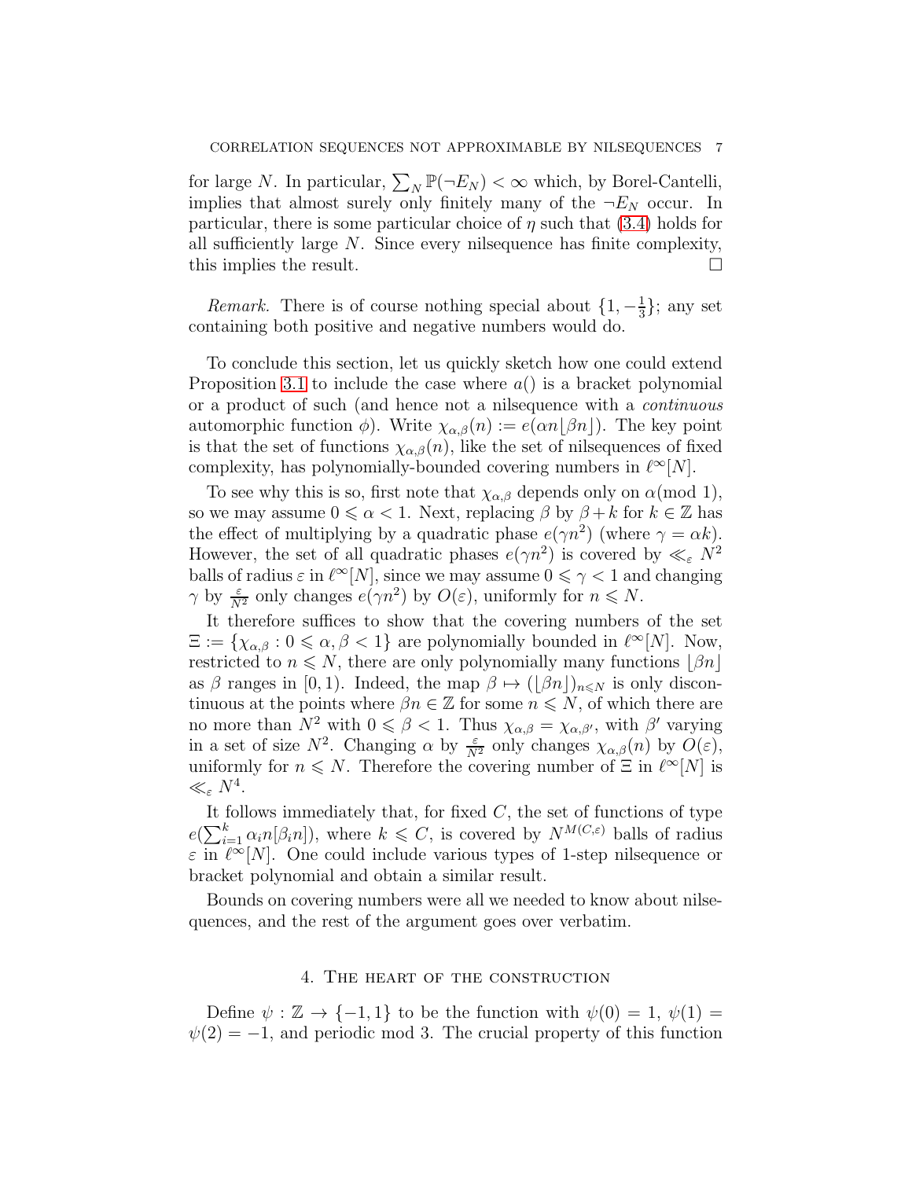for large $N$. In particular, $\sum_N \mathbb{P}(\neg E_N) < \infty$ which, by Borel-Cantelli, implies that almost surely only finitely many of the $\neg E_N$ occur. In particular, there is some particular choice of $\eta$ such that (3.4) holds for all sufficiently large $N$. Since every nilsequence has finite complexity, this implies the result. □

*Remark.* There is of course nothing special about $\{1, -\frac{1}{3}\}$; any set containing both positive and negative numbers would do.

To conclude this section, let us quickly sketch how one could extend Proposition 3.1 to include the case where $a()$ is a bracket polynomial or a product of such (and hence not a nilsequence with a *continuous* automorphic function $\phi$). Write $\chi_{\alpha,\beta}(n) := e(\alpha n \lfloor \beta n \rfloor)$. The key point is that the set of functions $\chi_{\alpha,\beta}(n)$, like the set of nilsequences of fixed complexity, has polynomially-bounded covering numbers in $\ell^\infty[N]$.

To see why this is so, first note that $\chi_{\alpha,\beta}$ depends only on $\alpha (\text{mod } 1)$, so we may assume $0 \leqslant \alpha < 1$. Next, replacing $\beta$ by $\beta + k$ for $k \in \mathbb{Z}$ has the effect of multiplying by a quadratic phase $e(\gamma n^2)$ (where $\gamma = \alpha k$). However, the set of all quadratic phases $e(\gamma n^2)$ is covered by $\ll_\varepsilon N^2$ balls of radius $\varepsilon$ in $\ell^\infty[N]$, since we may assume $0 \leqslant \gamma < 1$ and changing $\gamma$ by $\frac{\varepsilon}{N^2}$ only changes $e(\gamma n^2)$ by $O(\varepsilon)$, uniformly for $n \leqslant N$.

It therefore suffices to show that the covering numbers of the set $\Xi := \{\chi_{\alpha,\beta} : 0 \leqslant \alpha, \beta < 1\}$ are polynomially bounded in $\ell^\infty[N]$. Now, restricted to $n \leqslant N$, there are only polynomially many functions $\lfloor \beta n \rfloor$ as $\beta$ ranges in $[0, 1)$. Indeed, the map $\beta \mapsto (\lfloor \beta n \rfloor)_{n \leqslant N}$ is only discontinuous at the points where $\beta n \in \mathbb{Z}$ for some $n \leqslant N$, of which there are no more than $N^2$ with $0 \leqslant \beta < 1$. Thus $\chi_{\alpha,\beta} = \chi_{\alpha,\beta'}$, with $\beta'$ varying in a set of size $N^2$. Changing $\alpha$ by $\frac{\varepsilon}{N^2}$ only changes $\chi_{\alpha,\beta}(n)$ by $O(\varepsilon)$, uniformly for $n \leqslant N$. Therefore the covering number of $\Xi$ in $\ell^\infty[N]$ is $\ll_\varepsilon N^4$.

It follows immediately that, for fixed $C$, the set of functions of type $e(\sum_{i=1}^k \alpha_i n[\beta_i n])$, where $k \leqslant C$, is covered by $N^{M(C,\varepsilon)}$ balls of radius $\varepsilon$ in $\ell^\infty[N]$. One could include various types of 1-step nilsequence or bracket polynomial and obtain a similar result.

Bounds on covering numbers were all we needed to know about nilsequences, and the rest of the argument goes over verbatim.

## 4. The heart of the construction

Define $\psi : \mathbb{Z} \to \{-1, 1\}$ to be the function with $\psi(0) = 1$, $\psi(1) = \psi(2) = -1$, and periodic mod 3. The crucial property of this function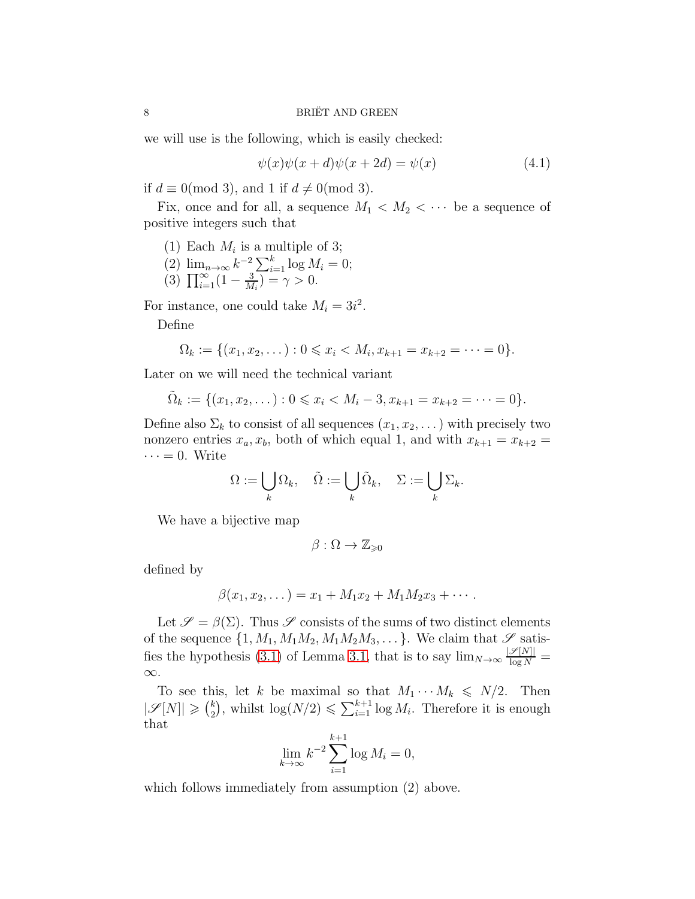we will use is the following, which is easily checked:

$$\psi(x)\psi(x+d)\psi(x+2d) = \psi(x) \tag{4.1}$$

if $d \equiv 0 (\text{mod } 3)$, and 1 if $d \not\equiv 0 (\text{mod } 3)$.

Fix, once and for all, a sequence $M_1 < M_2 < \cdots$ be a sequence of positive integers such that

1. Each $M_i$ is a multiple of 3;
2. $\lim_{n\to\infty} k^{-2} \sum_{i=1}^k \log M_i = 0$;
3. $\prod_{i=1}^\infty (1 - \frac{3}{M_i}) = \gamma > 0$.

For instance, one could take $M_i = 3i^2$.

Define

$$\Omega_k := \{(x_1, x_2, \dots) : 0 \leqslant x_i < M_i, x_{k+1} = x_{k+2} = \cdots = 0\}.$$

Later on we will need the technical variant

$$\tilde{\Omega}_k := \{(x_1, x_2, \dots) : 0 \leqslant x_i < M_i - 3, x_{k+1} = x_{k+2} = \cdots = 0\}.$$

Define also $\Sigma_k$ to consist of all sequences $(x_1, x_2, \dots)$ with precisely two nonzero entries $x_a, x_b$, both of which equal 1, and with $x_{k+1} = x_{k+2} = \cdots = 0$. Write

$$\Omega := \bigcup_k \Omega_k, \quad \tilde{\Omega} := \bigcup_k \tilde{\Omega}_k, \quad \Sigma := \bigcup_k \Sigma_k.$$

We have a bijective map

$$\beta : \Omega \to \mathbb{Z}_{\geqslant 0}$$

defined by

$$\beta(x_1, x_2, \dots) = x_1 + M_1 x_2 + M_1 M_2 x_3 + \cdots.$$

Let $\mathscr{S} = \beta(\Sigma)$. Thus $\mathscr{S}$ consists of the sums of two distinct elements of the sequence $\{1, M_1, M_1M_2, M_1M_2M_3, \dots\}$. We claim that $\mathscr{S}$ satisfies the hypothesis (3.1) of Lemma 3.1, that is to say $\lim_{N\to\infty} \frac{|\mathscr{S}[N]|}{\log N} = \infty$.

To see this, let $k$ be maximal so that $M_1 \cdots M_k \leqslant N/2$. Then $|\mathscr{S}[N]| \geqslant \binom{k}{2}$, whilst $\log(N/2) \leqslant \sum_{i=1}^{k+1} \log M_i$. Therefore it is enough that

$$\lim_{k\to\infty} k^{-2} \sum_{i=1}^{k+1} \log M_i = 0,$$

which follows immediately from assumption (2) above.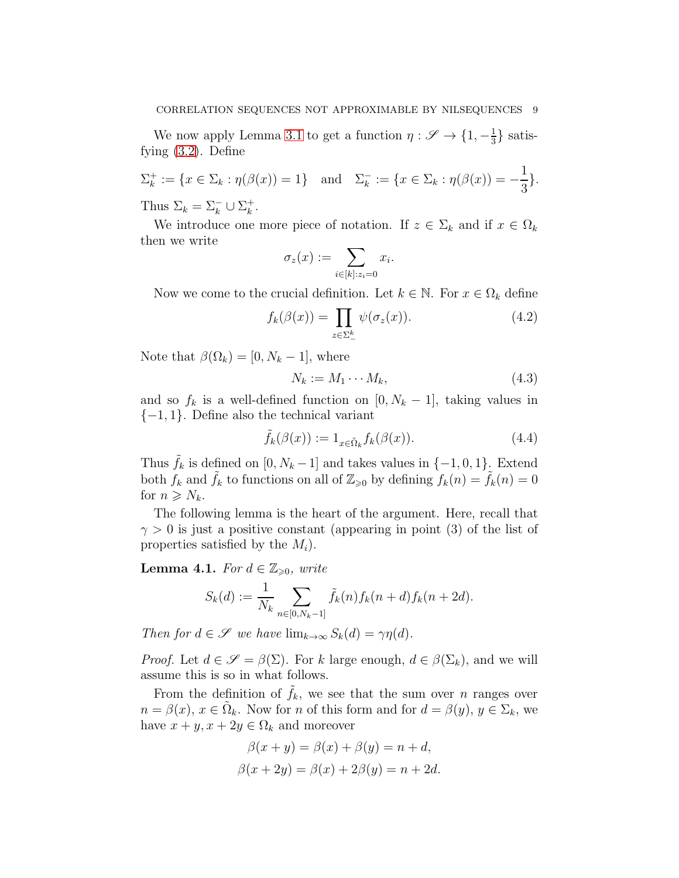We now apply Lemma 3.1 to get a function $\eta : \mathscr{S} \to \{1, -\frac{1}{3}\}$ satisfying (3.2). Define

$$\Sigma_k^+ := \{x \in \Sigma_k : \eta(\beta(x)) = 1\} \quad \text{and} \quad \Sigma_k^- := \{x \in \Sigma_k : \eta(\beta(x)) = -\frac{1}{3}\}.$$

Thus $\Sigma_k = \Sigma_k^- \cup \Sigma_k^+$.

We introduce one more piece of notation. If $z \in \Sigma_k$ and if $x \in \Omega_k$ then we write

$$\sigma_z(x) := \sum_{i \in [k] : z_i = 0} x_i.$$

Now we come to the crucial definition. Let $k \in \mathbb{N}$. For $x \in \Omega_k$ define

$$f_k(\beta(x)) = \prod_{z \in \Sigma_-^k} \psi(\sigma_z(x)). \tag{4.2}$$

Note that $\beta(\Omega_k) = [0, N_k - 1]$, where

$$N_k := M_1 \cdots M_k, \tag{4.3}$$

and so $f_k$ is a well-defined function on $[0, N_k - 1]$, taking values in $\{-1, 1\}$. Define also the technical variant

$$\tilde{f}_k(\beta(x)) := 1_{x \in \tilde{\Omega}_k} f_k(\beta(x)). \tag{4.4}$$

Thus $\tilde{f}_k$ is defined on $[0, N_k - 1]$ and takes values in $\{-1, 0, 1\}$. Extend both $f_k$ and $\tilde{f}_k$ to functions on all of $\mathbb{Z}_{\geqslant 0}$ by defining $f_k(n) = \tilde{f}_k(n) = 0$ for $n \geqslant N_k$.

The following lemma is the heart of the argument. Here, recall that $\gamma > 0$ is just a positive constant (appearing in point (3) of the list of properties satisfied by the $M_i$).

**Lemma 4.1.** *For $d \in \mathbb{Z}_{\geqslant 0}$, write*

$$S_k(d) := \frac{1}{N_k} \sum_{n \in [0, N_k - 1]} \tilde{f}_k(n) f_k(n + d) f_k(n + 2d).$$

*Then for $d \in \mathscr{S}$ we have $\lim_{k \to \infty} S_k(d) = \gamma \eta(d)$.*

*Proof.* Let $d \in \mathscr{S} = \beta(\Sigma)$. For $k$ large enough, $d \in \beta(\Sigma_k)$, and we will assume this is so in what follows.

From the definition of $\tilde{f}_k$, we see that the sum over $n$ ranges over $n = \beta(x)$, $x \in \tilde{\Omega}_k$. Now for $n$ of this form and for $d = \beta(y)$, $y \in \Sigma_k$, we have $x + y, x + 2y \in \Omega_k$ and moreover

$$\beta(x + y) = \beta(x) + \beta(y) = n + d,$$
$$\beta(x + 2y) = \beta(x) + 2\beta(y) = n + 2d.$$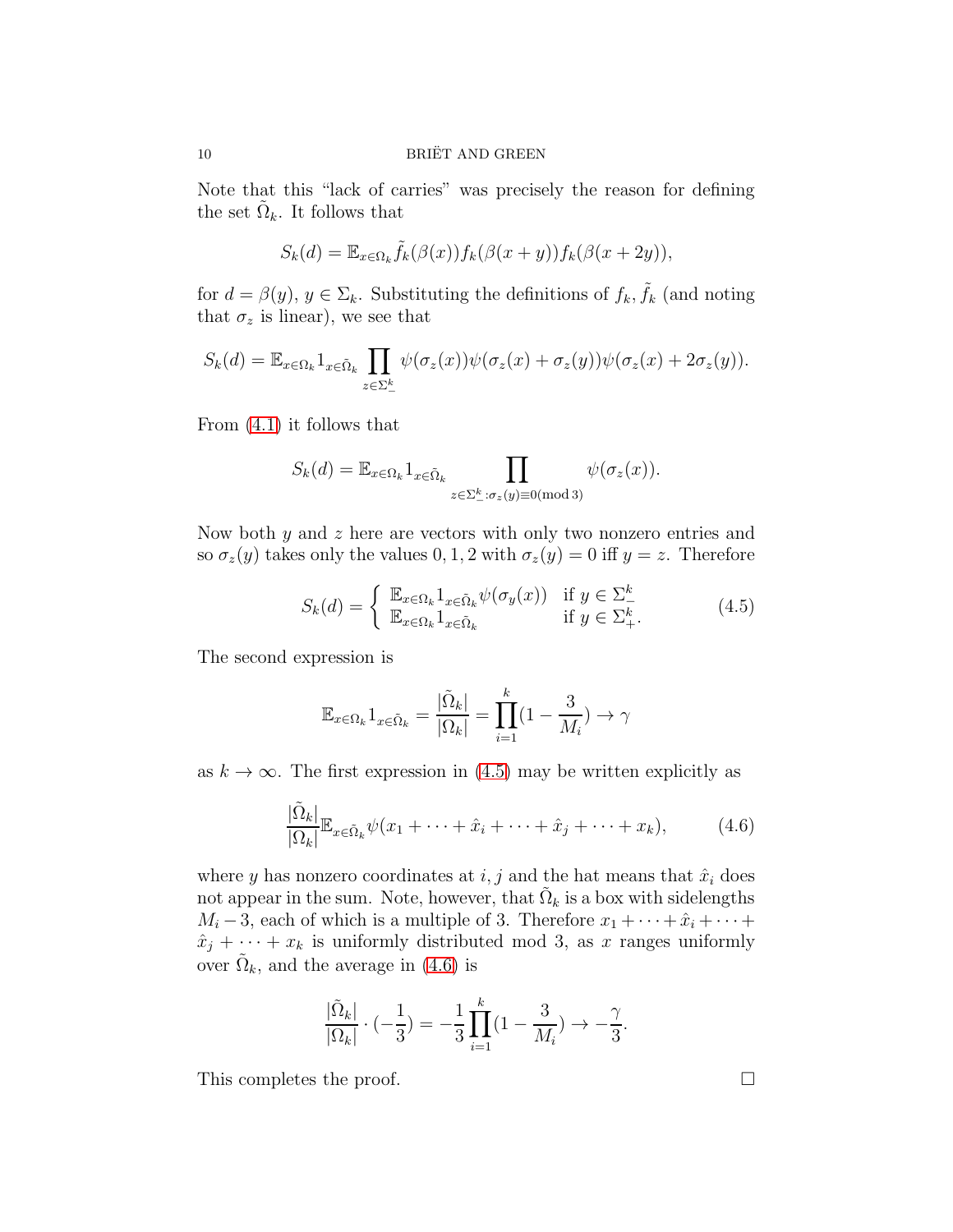Note that this "lack of carries" was precisely the reason for defining the set $\tilde{\Omega}_k$. It follows that

$$S_k(d) = \mathbb{E}_{x \in \Omega_k} \tilde{f}_k(\beta(x)) f_k(\beta(x+y)) f_k(\beta(x+2y)),$$

for $d = \beta(y)$, $y \in \Sigma_k$. Substituting the definitions of $f_k, \tilde{f}_k$ (and noting that $\sigma_z$ is linear), we see that

$$S_k(d) = \mathbb{E}_{x \in \Omega_k} 1_{x \in \tilde{\Omega}_k} \prod_{z \in \Sigma_-^k} \psi(\sigma_z(x)) \psi(\sigma_z(x) + \sigma_z(y)) \psi(\sigma_z(x) + 2\sigma_z(y)).$$

From (4.1) it follows that

$$S_k(d) = \mathbb{E}_{x \in \Omega_k} 1_{x \in \tilde{\Omega}_k} \prod_{z \in \Sigma_-^k : \sigma_z(y) \equiv 0 (\mathrm{mod}\, 3)} \psi(\sigma_z(x)).$$

Now both $y$ and $z$ here are vectors with only two nonzero entries and so $\sigma_z(y)$ takes only the values $0, 1, 2$ with $\sigma_z(y) = 0$ iff $y = z$. Therefore

$$S_k(d) = \begin{cases} \mathbb{E}_{x \in \Omega_k} 1_{x \in \tilde{\Omega}_k} \psi(\sigma_y(x)) & \text{if } y \in \Sigma_-^k \\ \mathbb{E}_{x \in \Omega_k} 1_{x \in \tilde{\Omega}_k} & \text{if } y \in \Sigma_+^k. \end{cases} \tag{4.5}$$

The second expression is

$$\mathbb{E}_{x \in \Omega_k} 1_{x \in \tilde{\Omega}_k} = \frac{|\tilde{\Omega}_k|}{|\Omega_k|} = \prod_{i=1}^{k} (1 - \frac{3}{M_i}) \to \gamma$$

as $k \to \infty$. The first expression in (4.5) may be written explicitly as

$$\frac{|\tilde{\Omega}_k|}{|\Omega_k|} \mathbb{E}_{x \in \tilde{\Omega}_k} \psi(x_1 + \dots + \hat{x}_i + \dots + \hat{x}_j + \dots + x_k), \tag{4.6}$$

where $y$ has nonzero coordinates at $i, j$ and the hat means that $\hat{x}_i$ does not appear in the sum. Note, however, that $\tilde{\Omega}_k$ is a box with sidelengths $M_i - 3$, each of which is a multiple of 3. Therefore $x_1 + \dots + \hat{x}_i + \dots + \hat{x}_j + \dots + x_k$ is uniformly distributed mod 3, as $x$ ranges uniformly over $\tilde{\Omega}_k$, and the average in (4.6) is

$$\frac{|\tilde{\Omega}_k|}{|\Omega_k|} \cdot (-\frac{1}{3}) = -\frac{1}{3} \prod_{i=1}^{k} (1 - \frac{3}{M_i}) \to -\frac{\gamma}{3}.$$

This completes the proof. $\square$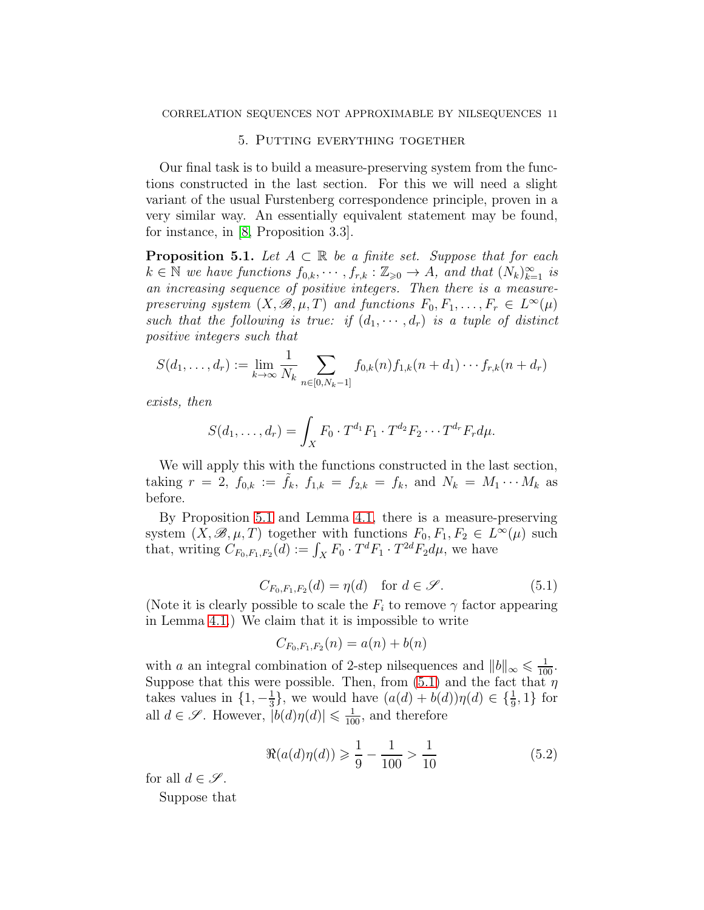## 5. Putting everything together

Our final task is to build a measure-preserving system from the functions constructed in the last section. For this we will need a slight variant of the usual Furstenberg correspondence principle, proven in a very similar way. An essentially equivalent statement may be found, for instance, in [8, Proposition 3.3].

**Proposition 5.1.** *Let $A \subset \mathbb{R}$ be a finite set. Suppose that for each $k \in \mathbb{N}$ we have functions $f_{0,k}, \cdots, f_{r,k} : \mathbb{Z}_{\geqslant 0} \to A$, and that $(N_k)_{k=1}^{\infty}$ is an increasing sequence of positive integers. Then there is a measure-preserving system $(X, \mathscr{B}, \mu, T)$ and functions $F_0, F_1, \ldots, F_r \in L^{\infty}(\mu)$ such that the following is true: if $(d_1, \cdots, d_r)$ is a tuple of distinct positive integers such that*

$$S(d_1, \ldots, d_r) := \lim_{k \to \infty} \frac{1}{N_k} \sum_{n \in [0, N_k - 1]} f_{0,k}(n) f_{1,k}(n + d_1) \cdots f_{r,k}(n + d_r)$$

*exists, then*

$$S(d_1, \ldots, d_r) = \int_X F_0 \cdot T^{d_1} F_1 \cdot T^{d_2} F_2 \cdots T^{d_r} F_r d\mu.$$

We will apply this with the functions constructed in the last section, taking $r = 2$, $f_{0,k} := \tilde{f}_k$, $f_{1,k} = f_{2,k} = f_k$, and $N_k = M_1 \cdots M_k$ as before.

By Proposition 5.1 and Lemma 4.1, there is a measure-preserving system $(X, \mathscr{B}, \mu, T)$ together with functions $F_0, F_1, F_2 \in L^{\infty}(\mu)$ such that, writing $C_{F_0,F_1,F_2}(d) := \int_X F_0 \cdot T^d F_1 \cdot T^{2d} F_2 d\mu$, we have

$$C_{F_0,F_1,F_2}(d) = \eta(d) \quad \text{for } d \in \mathscr{S}. \tag{5.1}$$

(Note it is clearly possible to scale the $F_i$ to remove $\gamma$ factor appearing in Lemma 4.1.) We claim that it is impossible to write

$$C_{F_0,F_1,F_2}(n) = a(n) + b(n)$$

with $a$ an integral combination of 2-step nilsequences and $\|b\|_{\infty} \leqslant \frac{1}{100}$. Suppose that this were possible. Then, from (5.1) and the fact that $\eta$ takes values in $\{1, -\frac{1}{3}\}$, we would have $(a(d) + b(d))\eta(d) \in \{\frac{1}{9}, 1\}$ for all $d \in \mathscr{S}$. However, $|b(d)\eta(d)| \leqslant \frac{1}{100}$, and therefore

$$\Re(a(d)\eta(d)) \geqslant \frac{1}{9} - \frac{1}{100} > \frac{1}{10} \tag{5.2}$$

for all $d \in \mathscr{S}$.

Suppose that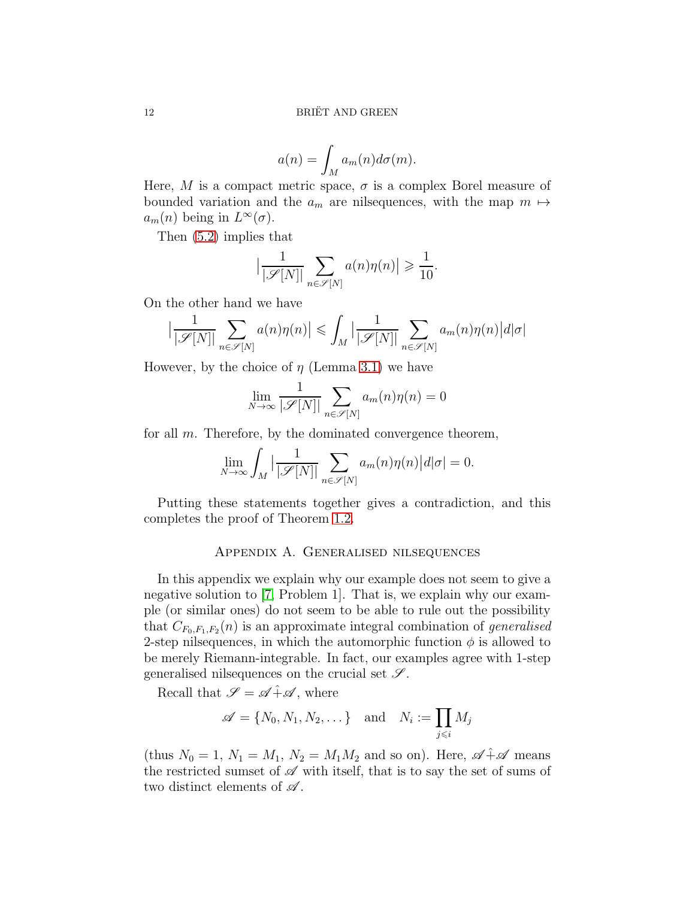$$a(n) = \int_M a_m(n) d\sigma(m).$$

Here, $M$ is a compact metric space, $\sigma$ is a complex Borel measure of bounded variation and the $a_m$ are nilsequences, with the map $m \mapsto a_m(n)$ being in $L^\infty(\sigma)$.

Then (5.2) implies that

$$\Big|\frac{1}{|\mathscr{S}[N]|}\sum_{n\in\mathscr{S}[N]} a(n)\eta(n)\Big| \geqslant \frac{1}{10}.$$

On the other hand we have

$$\Big|\frac{1}{|\mathscr{S}[N]|}\sum_{n\in\mathscr{S}[N]} a(n)\eta(n)\Big| \leqslant \int_M \Big|\frac{1}{|\mathscr{S}[N]|}\sum_{n\in\mathscr{S}[N]} a_m(n)\eta(n)\Big| d|\sigma|$$

However, by the choice of $\eta$ (Lemma 3.1) we have

$$\lim_{N\to\infty} \frac{1}{|\mathscr{S}[N]|}\sum_{n\in\mathscr{S}[N]} a_m(n)\eta(n) = 0$$

for all $m$. Therefore, by the dominated convergence theorem,

$$\lim_{N\to\infty} \int_M \Big|\frac{1}{|\mathscr{S}[N]|}\sum_{n\in\mathscr{S}[N]} a_m(n)\eta(n)\Big| d|\sigma| = 0.$$

Putting these statements together gives a contradiction, and this completes the proof of Theorem 1.2.

## Appendix A. Generalised nilsequences

In this appendix we explain why our example does not seem to give a negative solution to [7, Problem 1]. That is, we explain why our example (or similar ones) do not seem to be able to rule out the possibility that $C_{F_0,F_1,F_2}(n)$ is an approximate integral combination of *generalised* 2-step nilsequences, in which the automorphic function $\phi$ is allowed to be merely Riemann-integrable. In fact, our examples agree with 1-step generalised nilsequences on the crucial set $\mathscr{S}$.

Recall that $\mathscr{S} = \mathscr{A} \hat{+} \mathscr{A}$, where

$$\mathscr{A} = \{N_0, N_1, N_2, \dots\} \quad \text{and} \quad N_i := \prod_{j\leqslant i} M_j$$

(thus $N_0 = 1$, $N_1 = M_1$, $N_2 = M_1 M_2$ and so on). Here, $\mathscr{A} \hat{+} \mathscr{A}$ means the restricted sumset of $\mathscr{A}$ with itself, that is to say the set of sums of two distinct elements of $\mathscr{A}$.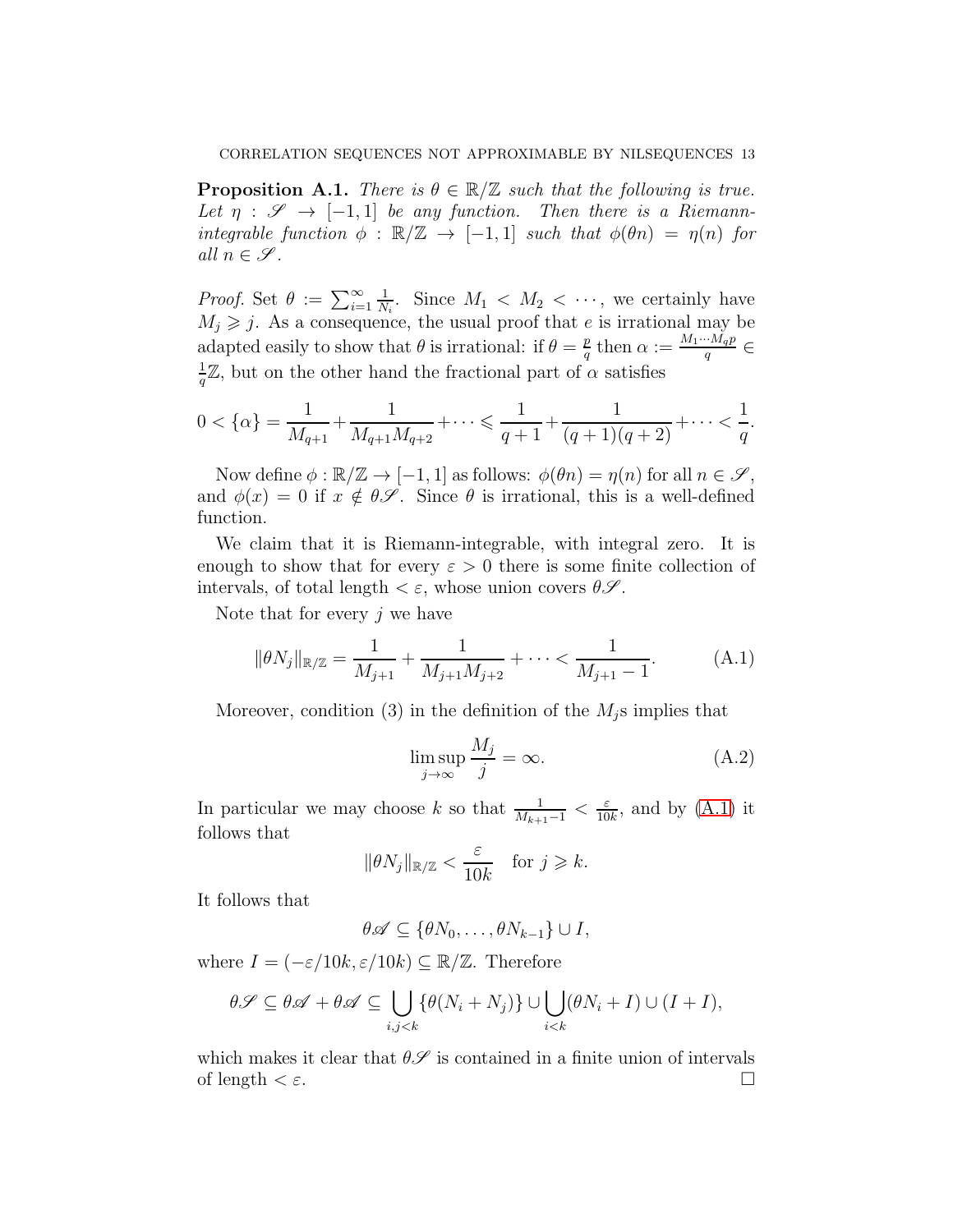**Proposition A.1.** *There is $\theta \in \mathbb{R}/\mathbb{Z}$ such that the following is true. Let $\eta : \mathscr{S} \to [-1,1]$ be any function. Then there is a Riemann-integrable function $\phi : \mathbb{R}/\mathbb{Z} \to [-1,1]$ such that $\phi(\theta n) = \eta(n)$ for all $n \in \mathscr{S}$.*

*Proof.* Set $\theta := \sum_{i=1}^{\infty} \frac{1}{N_i}$. Since $M_1 < M_2 < \cdots$, we certainly have $M_j \geqslant j$. As a consequence, the usual proof that $e$ is irrational may be adapted easily to show that $\theta$ is irrational: if $\theta = \frac{p}{q}$ then $\alpha := \frac{M_1 \cdots M_q p}{q} \in \frac{1}{q}\mathbb{Z}$, but on the other hand the fractional part of $\alpha$ satisfies

$$0 < \{\alpha\} = \frac{1}{M_{q+1}} + \frac{1}{M_{q+1}M_{q+2}} + \cdots \leqslant \frac{1}{q+1} + \frac{1}{(q+1)(q+2)} + \cdots < \frac{1}{q}.$$

Now define $\phi : \mathbb{R}/\mathbb{Z} \to [-1,1]$ as follows: $\phi(\theta n) = \eta(n)$ for all $n \in \mathscr{S}$, and $\phi(x) = 0$ if $x \notin \theta\mathscr{S}$. Since $\theta$ is irrational, this is a well-defined function.

We claim that it is Riemann-integrable, with integral zero. It is enough to show that for every $\varepsilon > 0$ there is some finite collection of intervals, of total length $< \varepsilon$, whose union covers $\theta\mathscr{S}$.

Note that for every $j$ we have

$$\|\theta N_j\|_{\mathbb{R}/\mathbb{Z}} = \frac{1}{M_{j+1}} + \frac{1}{M_{j+1}M_{j+2}} + \cdots < \frac{1}{M_{j+1} - 1}. \tag{A.1}$$

Moreover, condition (3) in the definition of the $M_j$s implies that

$$\limsup_{j \to \infty} \frac{M_j}{j} = \infty. \tag{A.2}$$

In particular we may choose $k$ so that $\frac{1}{M_{k+1}-1} < \frac{\varepsilon}{10k}$, and by (A.1) it follows that

$$\|\theta N_j\|_{\mathbb{R}/\mathbb{Z}} < \frac{\varepsilon}{10k} \quad \text{for } j \geqslant k.$$

It follows that

$$\theta\mathscr{A} \subseteq \{\theta N_0, \dots, \theta N_{k-1}\} \cup I,$$

where $I = (-\varepsilon/10k, \varepsilon/10k) \subseteq \mathbb{R}/\mathbb{Z}$. Therefore

$$\theta\mathscr{S} \subseteq \theta\mathscr{A} + \theta\mathscr{A} \subseteq \bigcup_{i,j<k} \{\theta(N_i + N_j)\} \cup \bigcup_{i<k} (\theta N_i + I) \cup (I + I),$$

which makes it clear that $\theta\mathscr{S}$ is contained in a finite union of intervals of length $< \varepsilon$. $\square$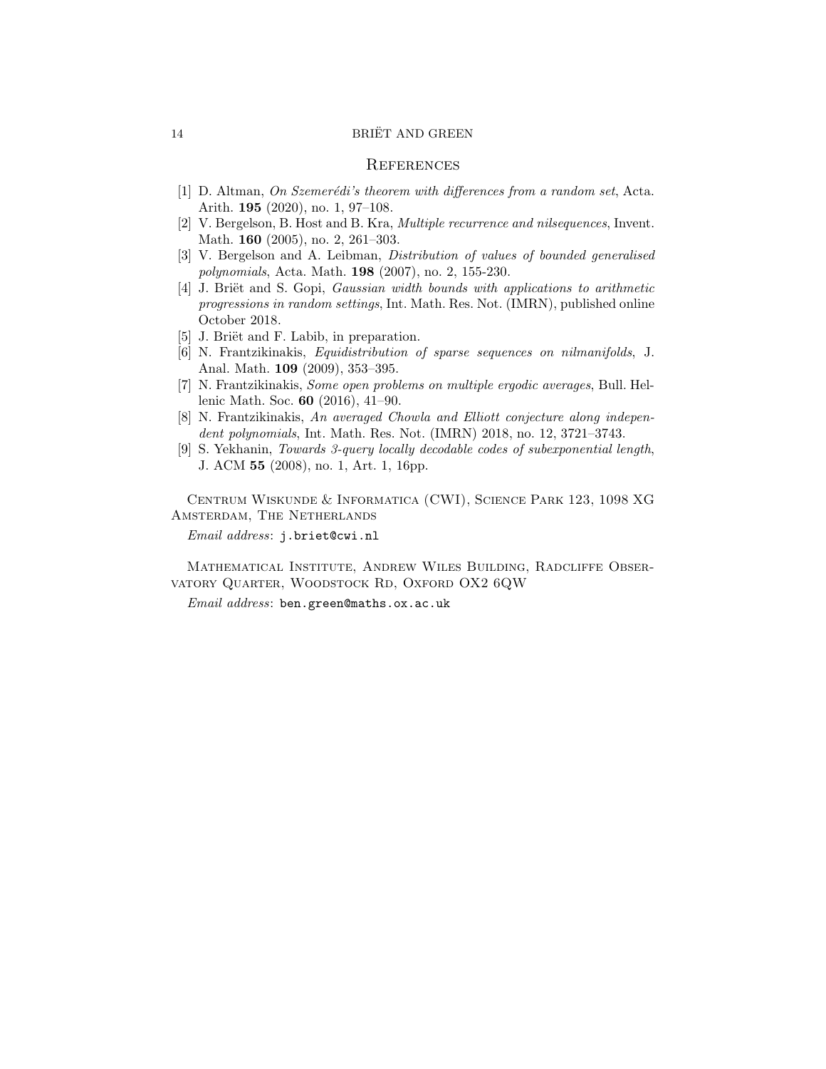## References

[1] D. Altman, *On Szemerédi's theorem with differences from a random set*, Acta. Arith. **195** (2020), no. 1, 97–108.

[2] V. Bergelson, B. Host and B. Kra, *Multiple recurrence and nilsequences*, Invent. Math. **160** (2005), no. 2, 261–303.

[3] V. Bergelson and A. Leibman, *Distribution of values of bounded generalised polynomials*, Acta. Math. **198** (2007), no. 2, 155-230.

[4] J. Briët and S. Gopi, *Gaussian width bounds with applications to arithmetic progressions in random settings*, Int. Math. Res. Not. (IMRN), published online October 2018.

[5] J. Briët and F. Labib, in preparation.

[6] N. Frantzikinakis, *Equidistribution of sparse sequences on nilmanifolds*, J. Anal. Math. **109** (2009), 353–395.

[7] N. Frantzikinakis, *Some open problems on multiple ergodic averages*, Bull. Hellenic Math. Soc. **60** (2016), 41–90.

[8] N. Frantzikinakis, *An averaged Chowla and Elliott conjecture along independent polynomials*, Int. Math. Res. Not. (IMRN) 2018, no. 12, 3721–3743.

[9] S. Yekhanin, *Towards 3-query locally decodable codes of subexponential length*, J. ACM **55** (2008), no. 1, Art. 1, 16pp.

Centrum Wiskunde & Informatica (CWI), Science Park 123, 1098 XG Amsterdam, The Netherlands

*Email address*: j.briet@cwi.nl

Mathematical Institute, Andrew Wiles Building, Radcliffe Observatory Quarter, Woodstock Rd, Oxford OX2 6QW

*Email address*: ben.green@maths.ox.ac.uk